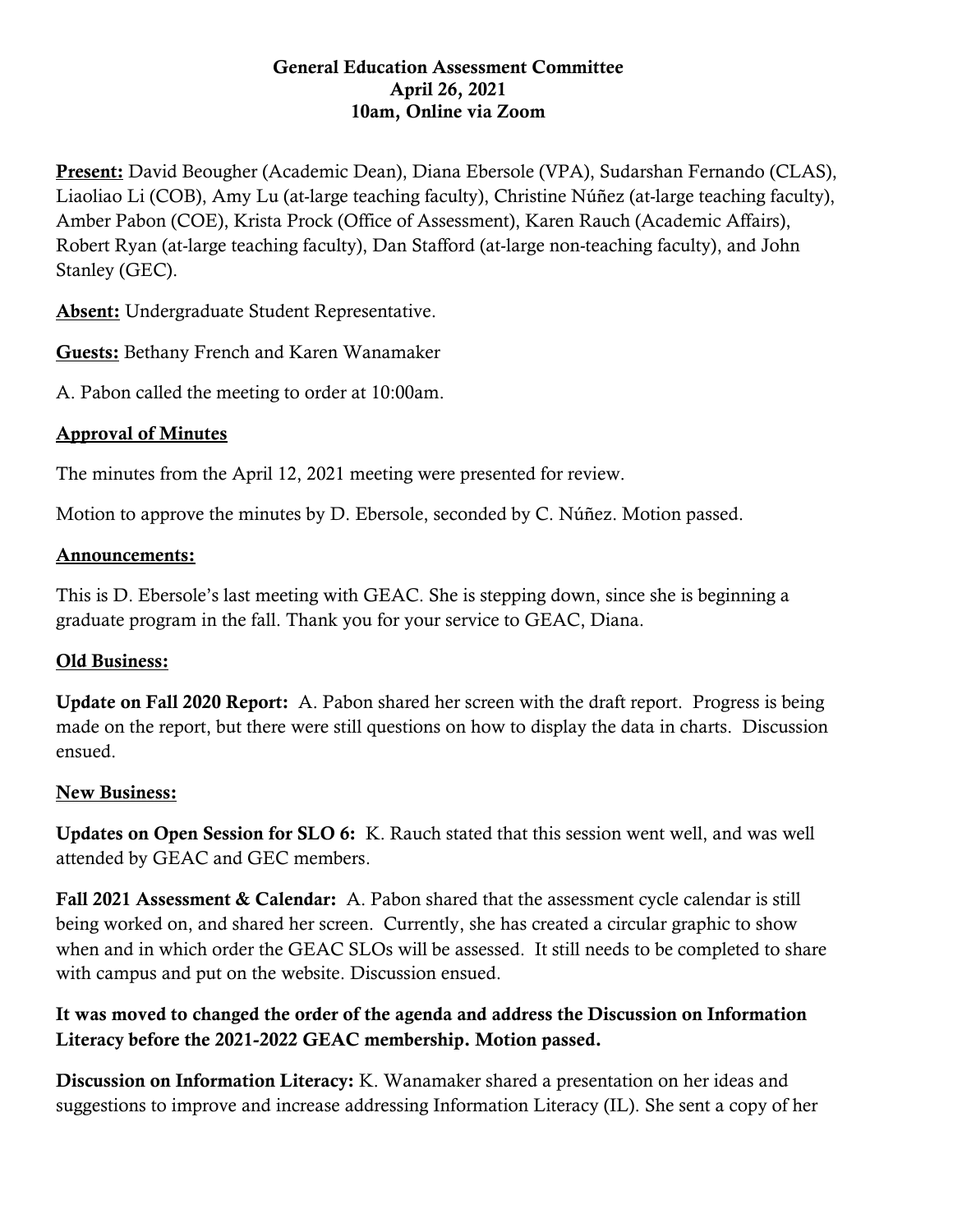**General Education Assessment Committee**
**April 26, 2021**
**10am, Online via Zoom**

**Present:** David Beougher (Academic Dean), Diana Ebersole (VPA), Sudarshan Fernando (CLAS), Liaoliao Li (COB), Amy Lu (at-large teaching faculty), Christine Núñez (at-large teaching faculty), Amber Pabon (COE), Krista Prock (Office of Assessment), Karen Rauch (Academic Affairs), Robert Ryan (at-large teaching faculty), Dan Stafford (at-large non-teaching faculty), and John Stanley (GEC).

**Absent:** Undergraduate Student Representative.

**Guests:** Bethany French and Karen Wanamaker

A. Pabon called the meeting to order at 10:00am.

## Approval of Minutes

The minutes from the April 12, 2021 meeting were presented for review.

Motion to approve the minutes by D. Ebersole, seconded by C. Núñez. Motion passed.

## Announcements:

This is D. Ebersole's last meeting with GEAC. She is stepping down, since she is beginning a graduate program in the fall. Thank you for your service to GEAC, Diana.

## Old Business:

**Update on Fall 2020 Report:** A. Pabon shared her screen with the draft report. Progress is being made on the report, but there were still questions on how to display the data in charts. Discussion ensued.

## New Business:

**Updates on Open Session for SLO 6:** K. Rauch stated that this session went well, and was well attended by GEAC and GEC members.

**Fall 2021 Assessment & Calendar:** A. Pabon shared that the assessment cycle calendar is still being worked on, and shared her screen. Currently, she has created a circular graphic to show when and in which order the GEAC SLOs will be assessed. It still needs to be completed to share with campus and put on the website. Discussion ensued.

**It was moved to changed the order of the agenda and address the Discussion on Information Literacy before the 2021-2022 GEAC membership. Motion passed.**

**Discussion on Information Literacy:** K. Wanamaker shared a presentation on her ideas and suggestions to improve and increase addressing Information Literacy (IL). She sent a copy of her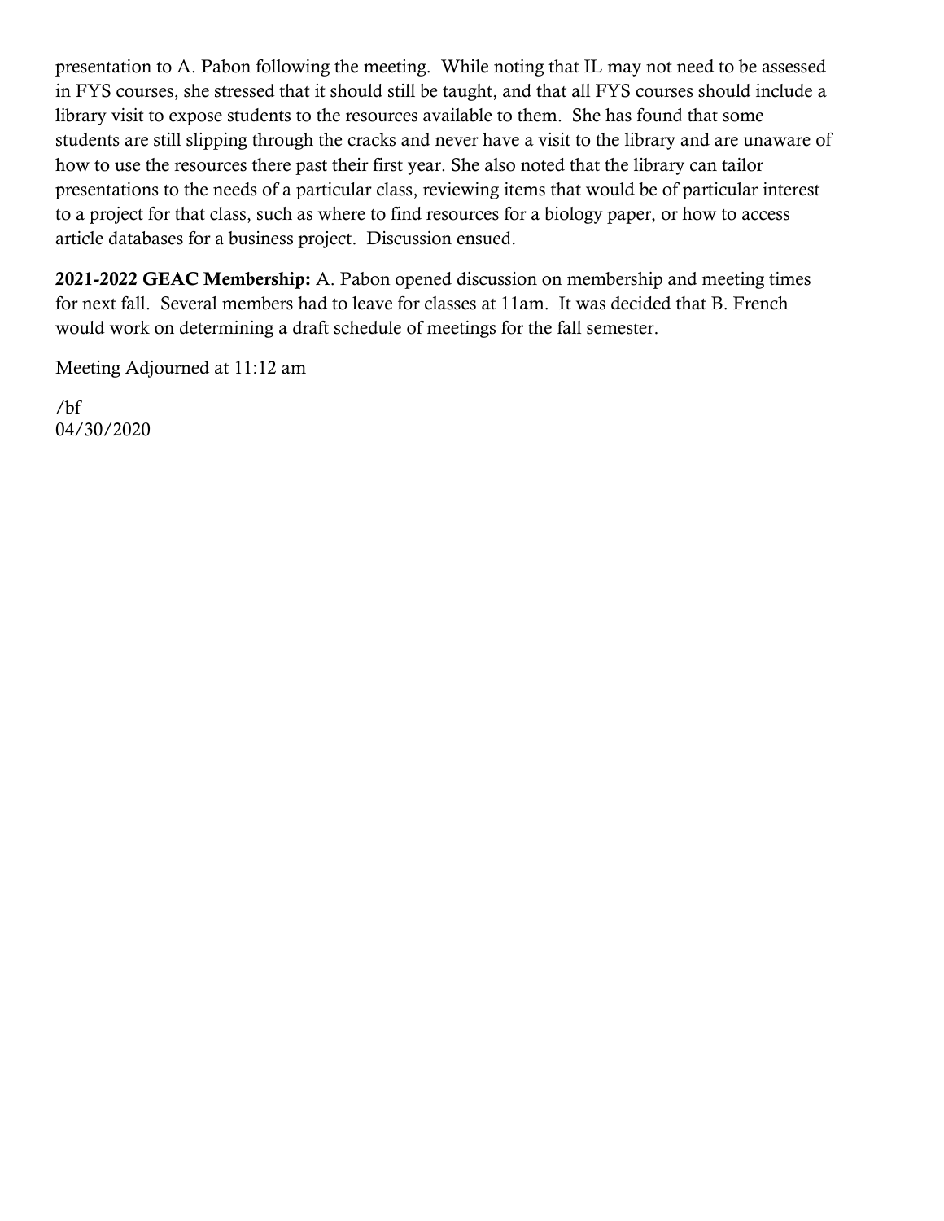presentation to A. Pabon following the meeting. While noting that IL may not need to be assessed in FYS courses, she stressed that it should still be taught, and that all FYS courses should include a library visit to expose students to the resources available to them. She has found that some students are still slipping through the cracks and never have a visit to the library and are unaware of how to use the resources there past their first year. She also noted that the library can tailor presentations to the needs of a particular class, reviewing items that would be of particular interest to a project for that class, such as where to find resources for a biology paper, or how to access article databases for a business project. Discussion ensued.

**2021-2022 GEAC Membership:** A. Pabon opened discussion on membership and meeting times for next fall. Several members had to leave for classes at 11am. It was decided that B. French would work on determining a draft schedule of meetings for the fall semester.

Meeting Adjourned at 11:12 am

/bf
04/30/2020